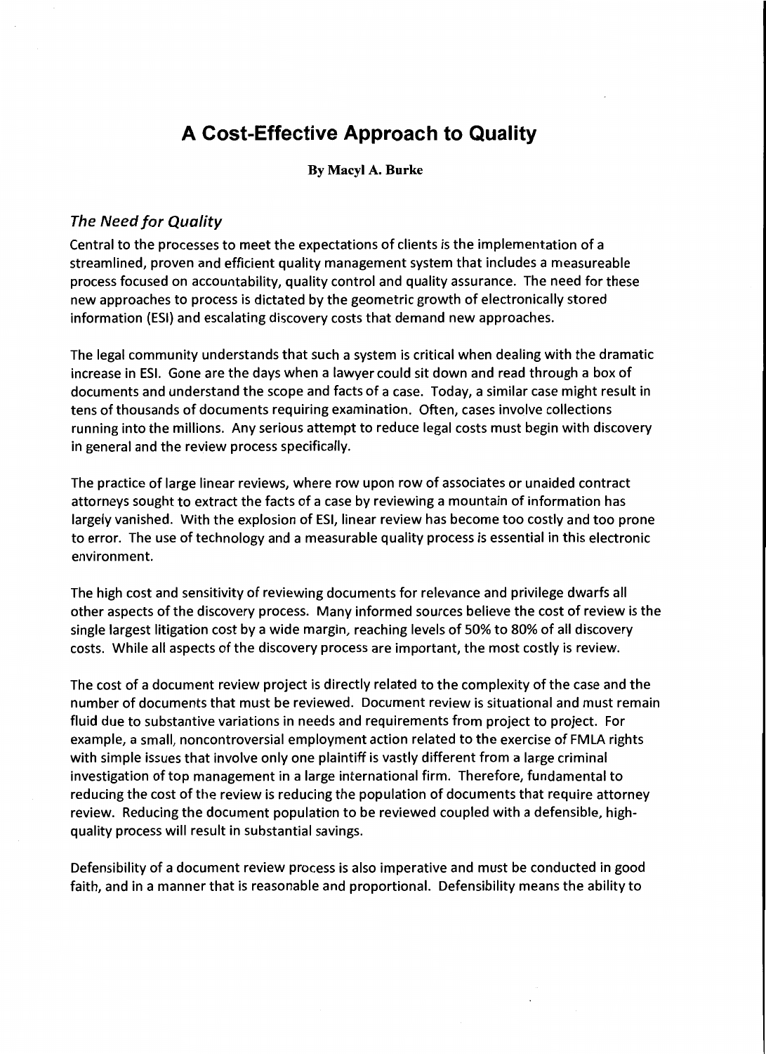# A Cost-Effective Approach to Quality

**By Macyl A. Burke**

## *The Need for Quality*

Central to the processes to meet the expectations of clients is the implementation of a streamlined, proven and efficient quality management system that includes a measureable process focused on accountability, quality control and quality assurance. The need for these new approaches to process is dictated by the geometric growth of electronically stored information (ESI) and escalating discovery costs that demand new approaches.

The legal community understands that such a system is critical when dealing with the dramatic increase in ESI. Gone are the days when a lawyer could sit down and read through a box of documents and understand the scope and facts of a case. Today, a similar case might result in tens of thousands of documents requiring examination. Often, cases involve collections running into the millions. Any serious attempt to reduce legal costs must begin with discovery in general and the review process specifically.

The practice of large linear reviews, where row upon row of associates or unaided contract attorneys sought to extract the facts of a case by reviewing a mountain of information has largely vanished. With the explosion of ESI, linear review has become too costly and too prone to error. The use of technology and a measurable quality process is essential in this electronic environment.

The high cost and sensitivity of reviewing documents for relevance and privilege dwarfs all other aspects of the discovery process. Many informed sources believe the cost of review is the single largest litigation cost by a wide margin, reaching levels of 50% to 80% of all discovery costs. While all aspects of the discovery process are important, the most costly is review.

The cost of a document review project is directly related to the complexity of the case and the number of documents that must be reviewed. Document review is situational and must remain fluid due to substantive variations in needs and requirements from project to project. For example, a small, noncontroversial employment action related to the exercise of FMLA rights with simple issues that involve only one plaintiff is vastly different from a large criminal investigation of top management in a large international firm. Therefore, fundamental to reducing the cost of the review is reducing the population of documents that require attorney review. Reducing the document population to be reviewed coupled with a defensible, high-quality process will result in substantial savings.

Defensibility of a document review process is also imperative and must be conducted in good faith, and in a manner that is reasonable and proportional. Defensibility means the ability to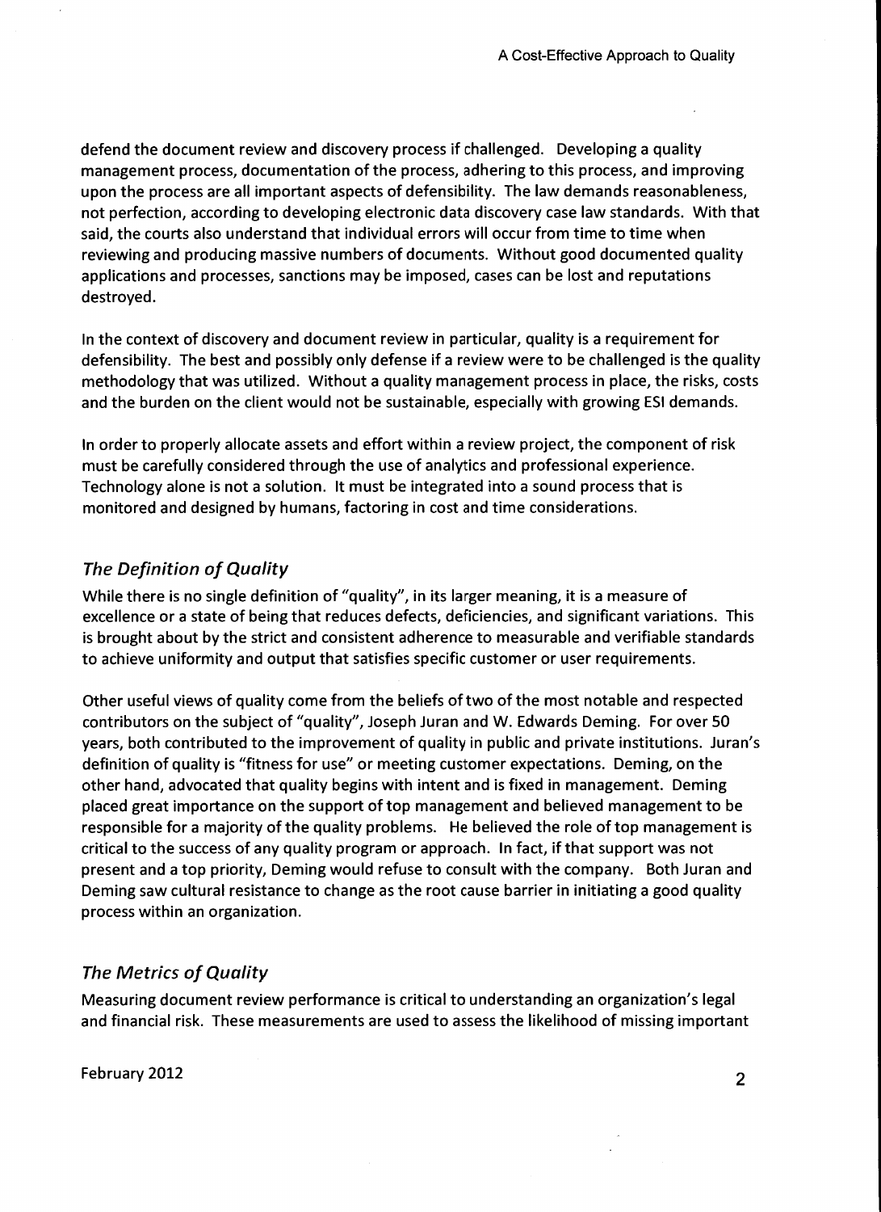defend the document review and discovery process if challenged. Developing a quality management process, documentation of the process, adhering to this process, and improving upon the process are all important aspects of defensibility. The law demands reasonableness, not perfection, according to developing electronic data discovery case law standards. With that said, the courts also understand that individual errors will occur from time to time when reviewing and producing massive numbers of documents. Without good documented quality applications and processes, sanctions may be imposed, cases can be lost and reputations destroyed.

In the context of discovery and document review in particular, quality is a requirement for defensibility. The best and possibly only defense if a review were to be challenged is the quality methodology that was utilized. Without a quality management process in place, the risks, costs and the burden on the client would not be sustainable, especially with growing ESI demands.

In order to properly allocate assets and effort within a review project, the component of risk must be carefully considered through the use of analytics and professional experience. Technology alone is not a solution. It must be integrated into a sound process that is monitored and designed by humans, factoring in cost and time considerations.

## *The Definition of Quality*

While there is no single definition of "quality", in its larger meaning, it is a measure of excellence or a state of being that reduces defects, deficiencies, and significant variations. This is brought about by the strict and consistent adherence to measurable and verifiable standards to achieve uniformity and output that satisfies specific customer or user requirements.

Other useful views of quality come from the beliefs of two of the most notable and respected contributors on the subject of "quality", Joseph Juran and W. Edwards Deming. For over 50 years, both contributed to the improvement of quality in public and private institutions. Juran's definition of quality is "fitness for use" or meeting customer expectations. Deming, on the other hand, advocated that quality begins with intent and is fixed in management. Deming placed great importance on the support of top management and believed management to be responsible for a majority of the quality problems. He believed the role of top management is critical to the success of any quality program or approach. In fact, if that support was not present and a top priority, Deming would refuse to consult with the company. Both Juran and Deming saw cultural resistance to change as the root cause barrier in initiating a good quality process within an organization.

## *The Metrics of Quality*

Measuring document review performance is critical to understanding an organization's legal and financial risk. These measurements are used to assess the likelihood of missing important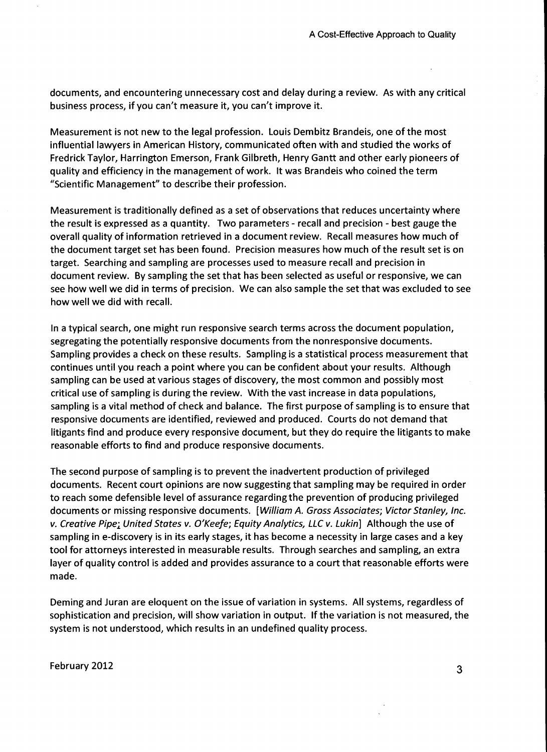documents, and encountering unnecessary cost and delay during a review. As with any critical business process, if you can't measure it, you can't improve it.

Measurement is not new to the legal profession. Louis Dembitz Brandeis, one of the most influential lawyers in American History, communicated often with and studied the works of Fredrick Taylor, Harrington Emerson, Frank Gilbreth, Henry Gantt and other early pioneers of quality and efficiency in the management of work. It was Brandeis who coined the term "Scientific Management" to describe their profession.

Measurement is traditionally defined as a set of observations that reduces uncertainty where the result is expressed as a quantity. Two parameters - recall and precision - best gauge the overall quality of information retrieved in a document review. Recall measures how much of the document target set has been found. Precision measures how much of the result set is on target. Searching and sampling are processes used to measure recall and precision in document review. By sampling the set that has been selected as useful or responsive, we can see how well we did in terms of precision. We can also sample the set that was excluded to see how well we did with recall.

In a typical search, one might run responsive search terms across the document population, segregating the potentially responsive documents from the nonresponsive documents. Sampling provides a check on these results. Sampling is a statistical process measurement that continues until you reach a point where you can be confident about your results. Although sampling can be used at various stages of discovery, the most common and possibly most critical use of sampling is during the review. With the vast increase in data populations, sampling is a vital method of check and balance. The first purpose of sampling is to ensure that responsive documents are identified, reviewed and produced. Courts do not demand that litigants find and produce every responsive document, but they do require the litigants to make reasonable efforts to find and produce responsive documents.

The second purpose of sampling is to prevent the inadvertent production of privileged documents. Recent court opinions are now suggesting that sampling may be required in order to reach some defensible level of assurance regarding the prevention of producing privileged documents or missing responsive documents. [*William A. Gross Associates*; *Victor Stanley, Inc. v. Creative Pipe*; *United States v. O'Keefe*; *Equity Analytics, LLC v. Lukin*] Although the use of sampling in e-discovery is in its early stages, it has become a necessity in large cases and a key tool for attorneys interested in measurable results. Through searches and sampling, an extra layer of quality control is added and provides assurance to a court that reasonable efforts were made.

Deming and Juran are eloquent on the issue of variation in systems. All systems, regardless of sophistication and precision, will show variation in output. If the variation is not measured, the system is not understood, which results in an undefined quality process.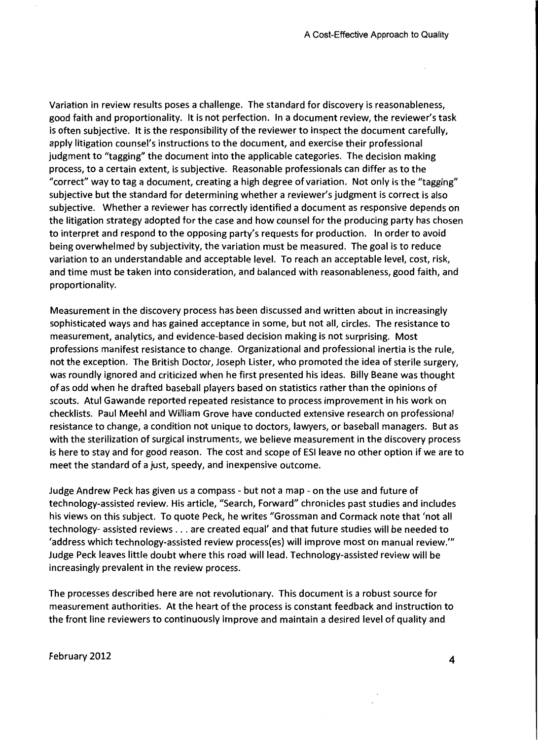Variation in review results poses a challenge. The standard for discovery is reasonableness, good faith and proportionality. It is not perfection. In a document review, the reviewer's task is often subjective. It is the responsibility of the reviewer to inspect the document carefully, apply litigation counsel's instructions to the document, and exercise their professional judgment to "tagging" the document into the applicable categories. The decision making process, to a certain extent, is subjective. Reasonable professionals can differ as to the "correct" way to tag a document, creating a high degree of variation. Not only is the "tagging" subjective but the standard for determining whether a reviewer's judgment is correct is also subjective. Whether a reviewer has correctly identified a document as responsive depends on the litigation strategy adopted for the case and how counsel for the producing party has chosen to interpret and respond to the opposing party's requests for production. In order to avoid being overwhelmed by subjectivity, the variation must be measured. The goal is to reduce variation to an understandable and acceptable level. To reach an acceptable level, cost, risk, and time must be taken into consideration, and balanced with reasonableness, good faith, and proportionality.

Measurement in the discovery process has been discussed and written about in increasingly sophisticated ways and has gained acceptance in some, but not all, circles. The resistance to measurement, analytics, and evidence-based decision making is not surprising. Most professions manifest resistance to change. Organizational and professional inertia is the rule, not the exception. The British Doctor, Joseph Lister, who promoted the idea of sterile surgery, was roundly ignored and criticized when he first presented his ideas. Billy Beane was thought of as odd when he drafted baseball players based on statistics rather than the opinions of scouts. Atul Gawande reported repeated resistance to process improvement in his work on checklists. Paul Meehl and William Grove have conducted extensive research on professional resistance to change, a condition not unique to doctors, lawyers, or baseball managers. But as with the sterilization of surgical instruments, we believe measurement in the discovery process is here to stay and for good reason. The cost and scope of ESI leave no other option if we are to meet the standard of a just, speedy, and inexpensive outcome.

Judge Andrew Peck has given us a compass - but not a map - on the use and future of technology-assisted review. His article, "Search, Forward" chronicles past studies and includes his views on this subject. To quote Peck, he writes "Grossman and Cormack note that 'not all technology- assisted reviews . . . are created equal' and that future studies will be needed to 'address which technology-assisted review process(es) will improve most on manual review.'" Judge Peck leaves little doubt where this road will lead. Technology-assisted review will be increasingly prevalent in the review process.

The processes described here are not revolutionary. This document is a robust source for measurement authorities. At the heart of the process is constant feedback and instruction to the front line reviewers to continuously improve and maintain a desired level of quality and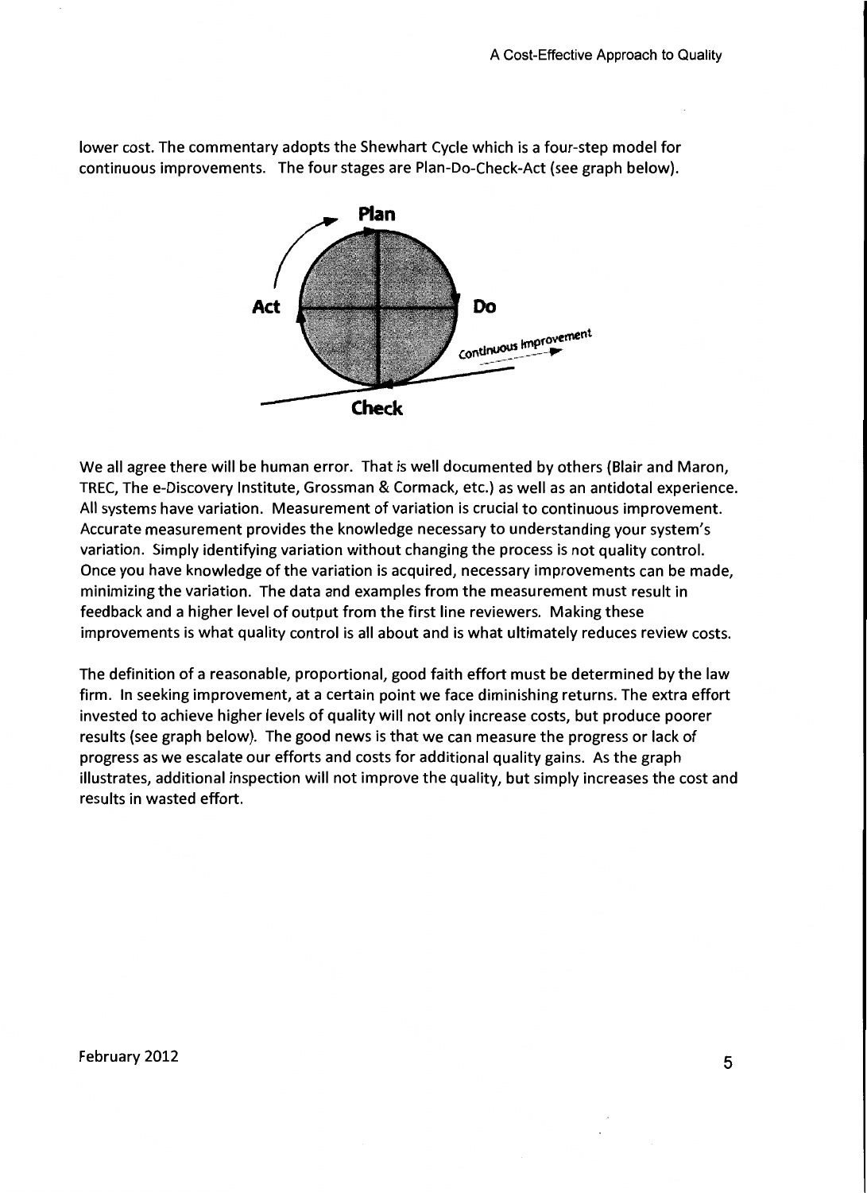lower cost. The commentary adopts the Shewhart Cycle which is a four-step model for continuous improvements. The four stages are Plan-Do-Check-Act (see graph below).

We all agree there will be human error. That is well documented by others (Blair and Maron, TREC, The e-Discovery Institute, Grossman & Cormack, etc.) as well as an antidotal experience. All systems have variation. Measurement of variation is crucial to continuous improvement. Accurate measurement provides the knowledge necessary to understanding your system's variation. Simply identifying variation without changing the process is not quality control. Once you have knowledge of the variation is acquired, necessary improvements can be made, minimizing the variation. The data and examples from the measurement must result in feedback and a higher level of output from the first line reviewers. Making these improvements is what quality control is all about and is what ultimately reduces review costs.

The definition of a reasonable, proportional, good faith effort must be determined by the law firm. In seeking improvement, at a certain point we face diminishing returns. The extra effort invested to achieve higher levels of quality will not only increase costs, but produce poorer results (see graph below). The good news is that we can measure the progress or lack of progress as we escalate our efforts and costs for additional quality gains. As the graph illustrates, additional inspection will not improve the quality, but simply increases the cost and results in wasted effort.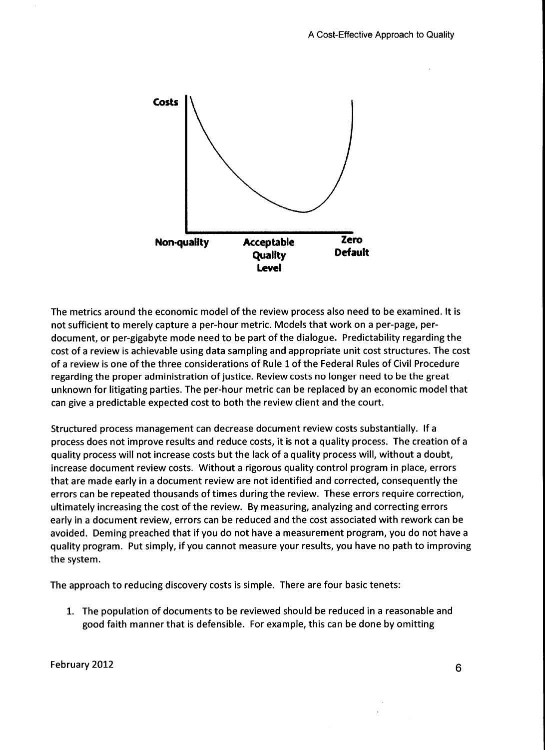Costs

Non-quality | Acceptable Quality Level | Zero Default

The metrics around the economic model of the review process also need to be examined. It is not sufficient to merely capture a per-hour metric. Models that work on a per-page, per-document, or per-gigabyte mode need to be part of the dialogue. Predictability regarding the cost of a review is achievable using data sampling and appropriate unit cost structures. The cost of a review is one of the three considerations of Rule 1 of the Federal Rules of Civil Procedure regarding the proper administration of justice. Review costs no longer need to be the great unknown for litigating parties. The per-hour metric can be replaced by an economic model that can give a predictable expected cost to both the review client and the court.

Structured process management can decrease document review costs substantially. If a process does not improve results and reduce costs, it is not a quality process. The creation of a quality process will not increase costs but the lack of a quality process will, without a doubt, increase document review costs. Without a rigorous quality control program in place, errors that are made early in a document review are not identified and corrected, consequently the errors can be repeated thousands of times during the review. These errors require correction, ultimately increasing the cost of the review. By measuring, analyzing and correcting errors early in a document review, errors can be reduced and the cost associated with rework can be avoided. Deming preached that if you do not have a measurement program, you do not have a quality program. Put simply, if you cannot measure your results, you have no path to improving the system.

The approach to reducing discovery costs is simple. There are four basic tenets:

1. The population of documents to be reviewed should be reduced in a reasonable and good faith manner that is defensible. For example, this can be done by omitting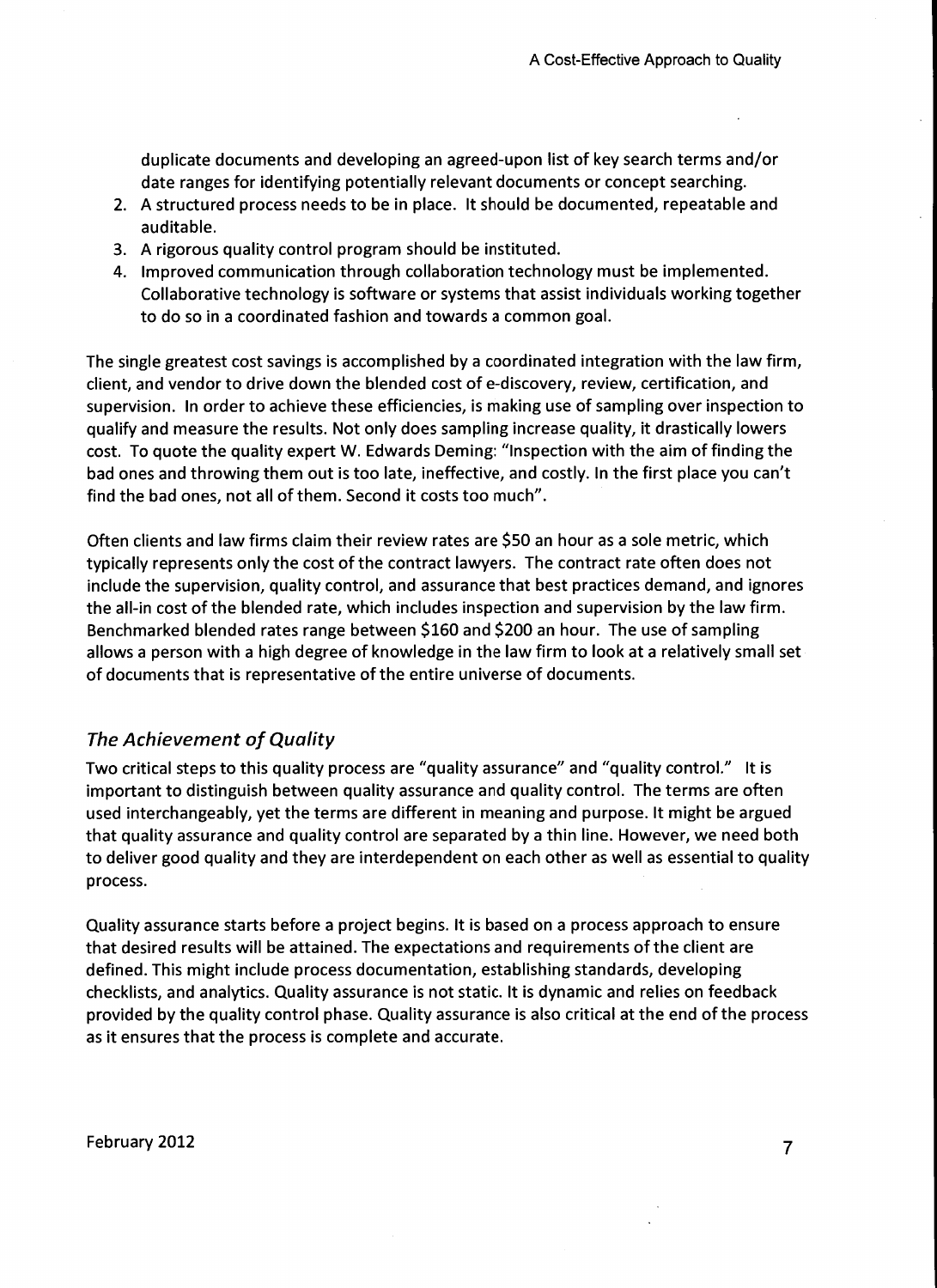duplicate documents and developing an agreed-upon list of key search terms and/or date ranges for identifying potentially relevant documents or concept searching.

2. A structured process needs to be in place. It should be documented, repeatable and auditable.
3. A rigorous quality control program should be instituted.
4. Improved communication through collaboration technology must be implemented. Collaborative technology is software or systems that assist individuals working together to do so in a coordinated fashion and towards a common goal.

The single greatest cost savings is accomplished by a coordinated integration with the law firm, client, and vendor to drive down the blended cost of e-discovery, review, certification, and supervision. In order to achieve these efficiencies, is making use of sampling over inspection to qualify and measure the results. Not only does sampling increase quality, it drastically lowers cost. To quote the quality expert W. Edwards Deming: "Inspection with the aim of finding the bad ones and throwing them out is too late, ineffective, and costly. In the first place you can't find the bad ones, not all of them. Second it costs too much".

Often clients and law firms claim their review rates are $50 an hour as a sole metric, which typically represents only the cost of the contract lawyers. The contract rate often does not include the supervision, quality control, and assurance that best practices demand, and ignores the all-in cost of the blended rate, which includes inspection and supervision by the law firm. Benchmarked blended rates range between $160 and $200 an hour. The use of sampling allows a person with a high degree of knowledge in the law firm to look at a relatively small set of documents that is representative of the entire universe of documents.

## *The Achievement of Quality*

Two critical steps to this quality process are "quality assurance" and "quality control." It is important to distinguish between quality assurance and quality control. The terms are often used interchangeably, yet the terms are different in meaning and purpose. It might be argued that quality assurance and quality control are separated by a thin line. However, we need both to deliver good quality and they are interdependent on each other as well as essential to quality process.

Quality assurance starts before a project begins. It is based on a process approach to ensure that desired results will be attained. The expectations and requirements of the client are defined. This might include process documentation, establishing standards, developing checklists, and analytics. Quality assurance is not static. It is dynamic and relies on feedback provided by the quality control phase. Quality assurance is also critical at the end of the process as it ensures that the process is complete and accurate.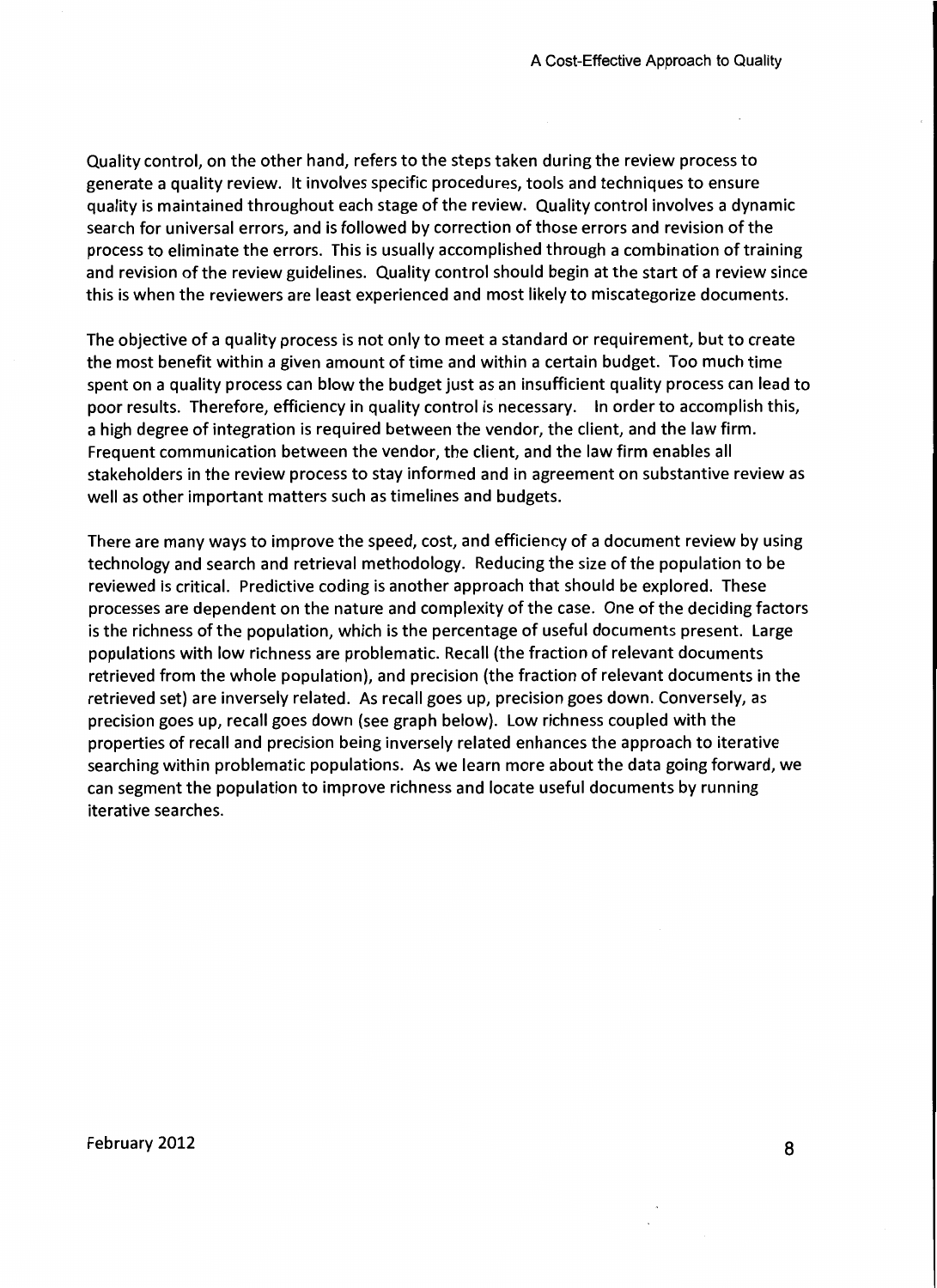Quality control, on the other hand, refers to the steps taken during the review process to generate a quality review. It involves specific procedures, tools and techniques to ensure quality is maintained throughout each stage of the review. Quality control involves a dynamic search for universal errors, and is followed by correction of those errors and revision of the process to eliminate the errors. This is usually accomplished through a combination of training and revision of the review guidelines. Quality control should begin at the start of a review since this is when the reviewers are least experienced and most likely to miscategorize documents.

The objective of a quality process is not only to meet a standard or requirement, but to create the most benefit within a given amount of time and within a certain budget. Too much time spent on a quality process can blow the budget just as an insufficient quality process can lead to poor results. Therefore, efficiency in quality control is necessary. In order to accomplish this, a high degree of integration is required between the vendor, the client, and the law firm. Frequent communication between the vendor, the client, and the law firm enables all stakeholders in the review process to stay informed and in agreement on substantive review as well as other important matters such as timelines and budgets.

There are many ways to improve the speed, cost, and efficiency of a document review by using technology and search and retrieval methodology. Reducing the size of the population to be reviewed is critical. Predictive coding is another approach that should be explored. These processes are dependent on the nature and complexity of the case. One of the deciding factors is the richness of the population, which is the percentage of useful documents present. Large populations with low richness are problematic. Recall (the fraction of relevant documents retrieved from the whole population), and precision (the fraction of relevant documents in the retrieved set) are inversely related. As recall goes up, precision goes down. Conversely, as precision goes up, recall goes down (see graph below). Low richness coupled with the properties of recall and precision being inversely related enhances the approach to iterative searching within problematic populations. As we learn more about the data going forward, we can segment the population to improve richness and locate useful documents by running iterative searches.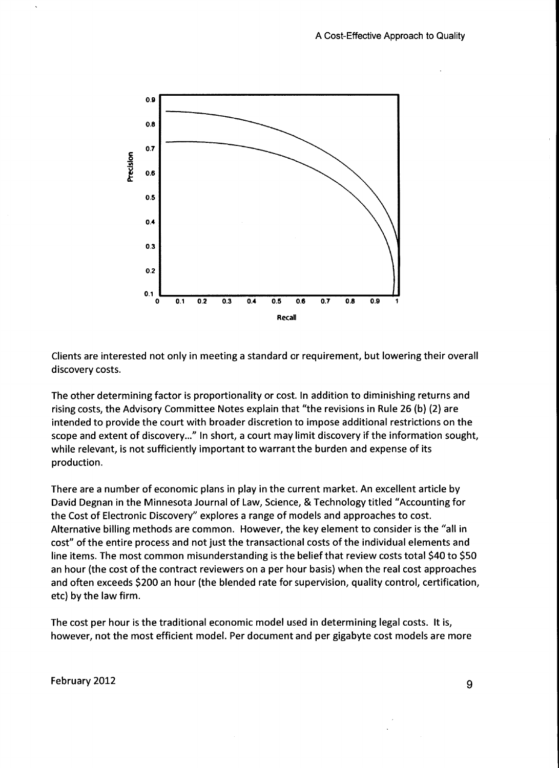Clients are interested not only in meeting a standard or requirement, but lowering their overall discovery costs.

The other determining factor is proportionality or cost. In addition to diminishing returns and rising costs, the Advisory Committee Notes explain that "the revisions in Rule 26 (b) (2) are intended to provide the court with broader discretion to impose additional restrictions on the scope and extent of discovery..." In short, a court may limit discovery if the information sought, while relevant, is not sufficiently important to warrant the burden and expense of its production.

There are a number of economic plans in play in the current market. An excellent article by David Degnan in the Minnesota Journal of Law, Science, & Technology titled "Accounting for the Cost of Electronic Discovery" explores a range of models and approaches to cost. Alternative billing methods are common. However, the key element to consider is the "all in cost" of the entire process and not just the transactional costs of the individual elements and line items. The most common misunderstanding is the belief that review costs total $40 to $50 an hour (the cost of the contract reviewers on a per hour basis) when the real cost approaches and often exceeds $200 an hour (the blended rate for supervision, quality control, certification, etc) by the law firm.

The cost per hour is the traditional economic model used in determining legal costs. It is, however, not the most efficient model. Per document and per gigabyte cost models are more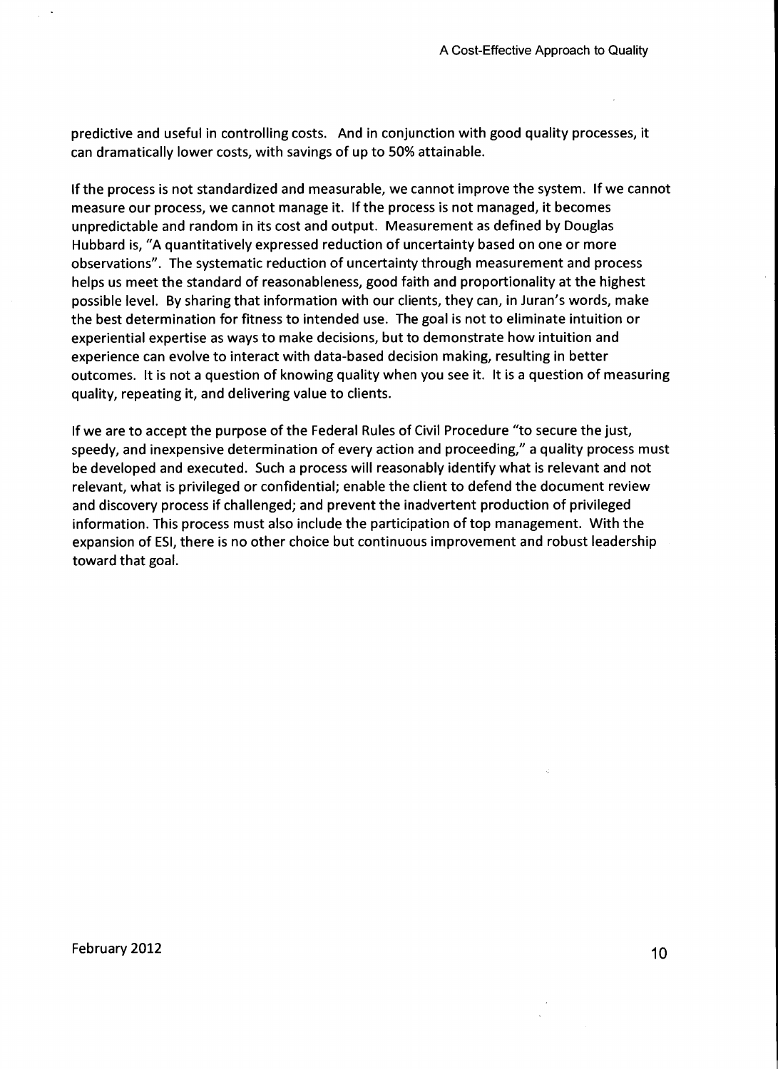predictive and useful in controlling costs. And in conjunction with good quality processes, it can dramatically lower costs, with savings of up to 50% attainable.

If the process is not standardized and measurable, we cannot improve the system. If we cannot measure our process, we cannot manage it. If the process is not managed, it becomes unpredictable and random in its cost and output. Measurement as defined by Douglas Hubbard is, "A quantitatively expressed reduction of uncertainty based on one or more observations". The systematic reduction of uncertainty through measurement and process helps us meet the standard of reasonableness, good faith and proportionality at the highest possible level. By sharing that information with our clients, they can, in Juran's words, make the best determination for fitness to intended use. The goal is not to eliminate intuition or experiential expertise as ways to make decisions, but to demonstrate how intuition and experience can evolve to interact with data-based decision making, resulting in better outcomes. It is not a question of knowing quality when you see it. It is a question of measuring quality, repeating it, and delivering value to clients.

If we are to accept the purpose of the Federal Rules of Civil Procedure "to secure the just, speedy, and inexpensive determination of every action and proceeding," a quality process must be developed and executed. Such a process will reasonably identify what is relevant and not relevant, what is privileged or confidential; enable the client to defend the document review and discovery process if challenged; and prevent the inadvertent production of privileged information. This process must also include the participation of top management. With the expansion of ESI, there is no other choice but continuous improvement and robust leadership toward that goal.